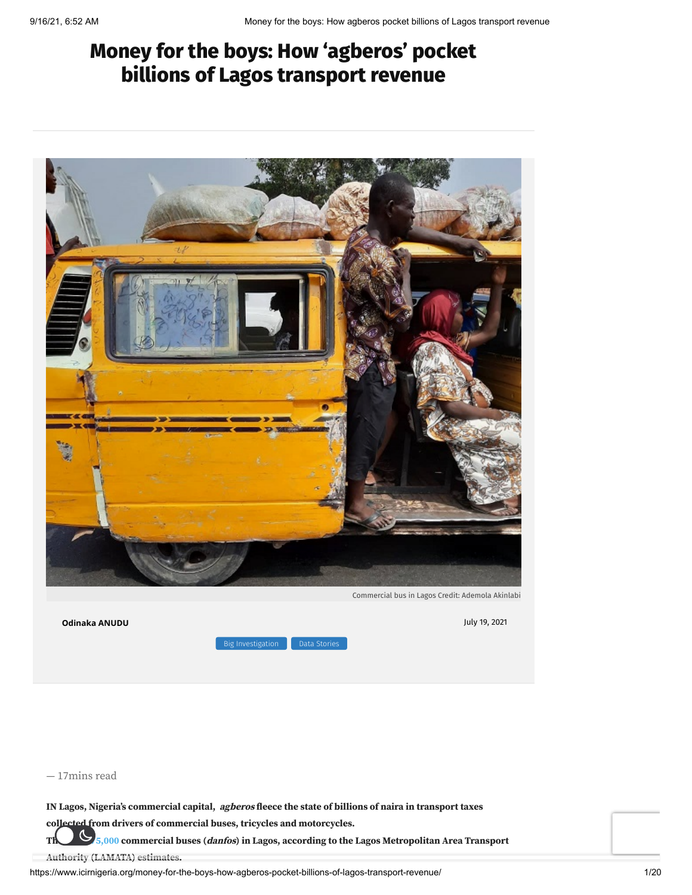# Money for the boys: How 'agberos' pocket billions of Lagos transport revenue

Commercial bus in Lagos Credit: Ademola Akinlabi

**Odinaka ANUDU**

July 19, 2021

Big Investigation Data Stories

— 17mins read

**IN Lagos, Nigeria's commercial capital, *agberos* fleece the state of billions of naira in transport taxes collected from drivers of commercial buses, tricycles and motorcycles.**

**Th... 5,000 commercial buses (*danfos*) in Lagos, according to the Lagos Metropolitan Area Transport Authority (LAMATA) estimates.**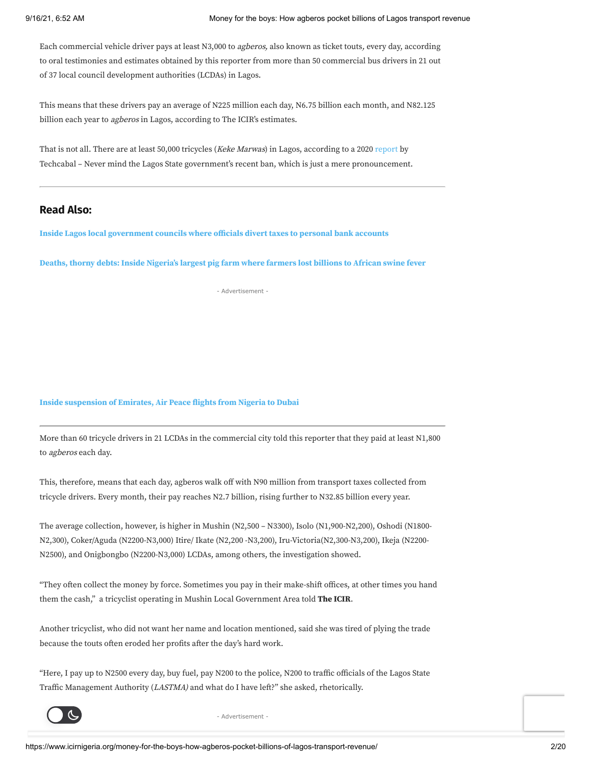Each commercial vehicle driver pays at least N3,000 to *agberos,* also known as ticket touts, every day, according to oral testimonies and estimates obtained by this reporter from more than 50 commercial bus drivers in 21 out of 37 local council development authorities (LCDAs) in Lagos.

This means that these drivers pay an average of N225 million each day, N6.75 billion each month, and N82.125 billion each year to *agberos* in Lagos, according to The ICIR's estimates.

That is not all. There are at least 50,000 tricycles (*Keke Marwas*) in Lagos, according to a 2020 report by Techcabal – Never mind the Lagos State government's recent ban, which is just a mere pronouncement.

---

## Read Also:

**Inside Lagos local government councils where officials divert taxes to personal bank accounts**

**Deaths, thorny debts: Inside Nigeria's largest pig farm where farmers lost billions to African swine fever**

- Advertisement -

**Inside suspension of Emirates, Air Peace flights from Nigeria to Dubai**

---

More than 60 tricycle drivers in 21 LCDAs in the commercial city told this reporter that they paid at least N1,800 to *agberos* each day.

This, therefore, means that each day, agberos walk off with N90 million from transport taxes collected from tricycle drivers. Every month, their pay reaches N2.7 billion, rising further to N32.85 billion every year.

The average collection, however, is higher in Mushin (N2,500 – N3300), Isolo (N1,900-N2,200), Oshodi (N1800-N2,300), Coker/Aguda (N2200-N3,000) Itire/ Ikate (N2,200 -N3,200), Iru-Victoria(N2,300-N3,200), Ikeja (N2200-N2500), and Onigbongbo (N2200-N3,000) LCDAs, among others, the investigation showed.

"They often collect the money by force. Sometimes you pay in their make-shift offices, at other times you hand them the cash," a tricyclist operating in Mushin Local Government Area told **The ICIR**.

Another tricyclist, who did not want her name and location mentioned, said she was tired of plying the trade because the touts often eroded her profits after the day's hard work.

"Here, I pay up to N2500 every day, buy fuel, pay N200 to the police, N200 to traffic officials of the Lagos State Traffic Management Authority (*LASTMA)* and what do I have left?" she asked, rhetorically.

- Advertisement -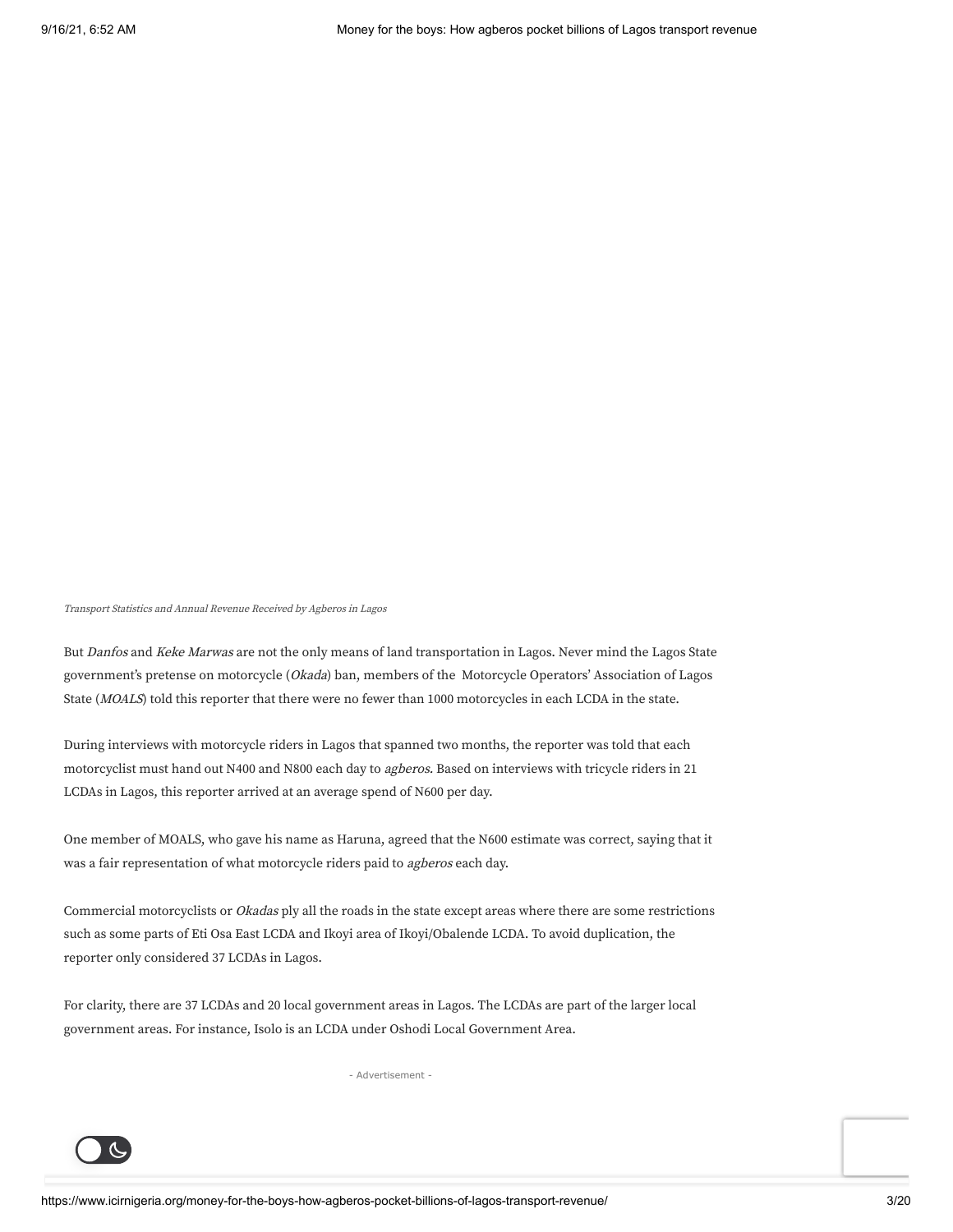*Transport Statistics and Annual Revenue Received by Agberos in Lagos*

But *Danfos* and *Keke Marwas* are not the only means of land transportation in Lagos. Never mind the Lagos State government's pretense on motorcycle (*Okada*) ban, members of the Motorcycle Operators' Association of Lagos State (*MOALS*) told this reporter that there were no fewer than 1000 motorcycles in each LCDA in the state.

During interviews with motorcycle riders in Lagos that spanned two months, the reporter was told that each motorcyclist must hand out N400 and N800 each day to *agberos*. Based on interviews with tricycle riders in 21 LCDAs in Lagos, this reporter arrived at an average spend of N600 per day.

One member of MOALS, who gave his name as Haruna, agreed that the N600 estimate was correct, saying that it was a fair representation of what motorcycle riders paid to *agberos* each day.

Commercial motorcyclists or *Okadas* ply all the roads in the state except areas where there are some restrictions such as some parts of Eti Osa East LCDA and Ikoyi area of Ikoyi/Obalende LCDA. To avoid duplication, the reporter only considered 37 LCDAs in Lagos.

For clarity, there are 37 LCDAs and 20 local government areas in Lagos. The LCDAs are part of the larger local government areas. For instance, Isolo is an LCDA under Oshodi Local Government Area.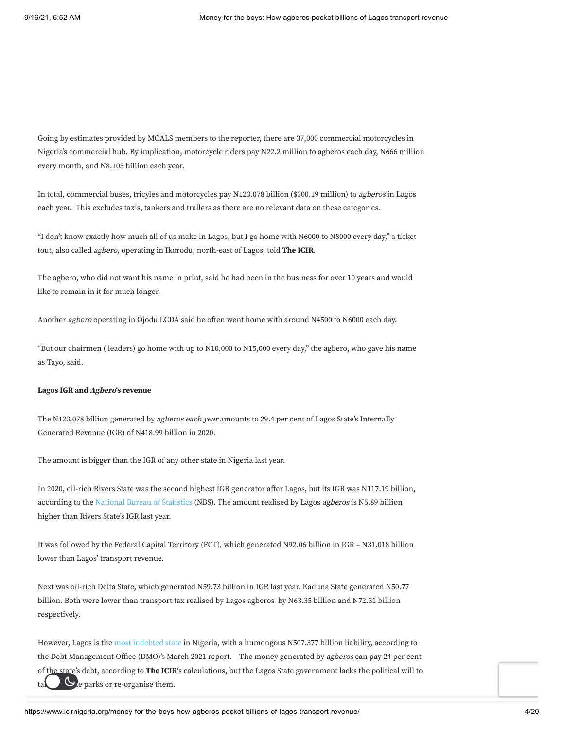Going by estimates provided by MOALS members to the reporter, there are 37,000 commercial motorcycles in Nigeria's commercial hub. By implication, motorcycle riders pay N22.2 million to agberos each day, N666 million every month, and N8.103 billion each year.

In total, commercial buses, tricyles and motorcycles pay N123.078 billion ($300.19 million) to *agberos* in Lagos each year. This excludes taxis, tankers and trailers as there are no relevant data on these categories.

"I don't know exactly how much all of us make in Lagos, but I go home with N6000 to N8000 every day," a ticket tout, also called *agbero,* operating in Ikorodu, north-east of Lagos, told **The ICIR**.

The agbero, who did not want his name in print, said he had been in the business for over 10 years and would like to remain in it for much longer.

Another *agbero* operating in Ojodu LCDA said he often went home with around N4500 to N6000 each day.

"But our chairmen ( leaders) go home with up to N10,000 to N15,000 every day," the agbero, who gave his name as Tayo, said.

**Lagos IGR and *Agbero*'s revenue**

The N123.078 billion generated by *agberos each year* amounts to 29.4 per cent of Lagos State's Internally Generated Revenue (IGR) of N418.99 billion in 2020.

The amount is bigger than the IGR of any other state in Nigeria last year.

In 2020, oil-rich Rivers State was the second highest IGR generator after Lagos, but its IGR was N117.19 billion, according to the National Bureau of Statistics (NBS). The amount realised by Lagos *agberos* is N5.89 billion higher than Rivers State's IGR last year.

It was followed by the Federal Capital Territory (FCT), which generated N92.06 billion in IGR – N31.018 billion lower than Lagos' transport revenue.

Next was oil-rich Delta State, which generated N59.73 billion in IGR last year. Kaduna State generated N50.77 billion. Both were lower than transport tax realised by Lagos agberos by N63.35 billion and N72.31 billion respectively.

However, Lagos is the most indebted state in Nigeria, with a humongous N507.377 billion liability, according to the Debt Management Office (DMO)'s March 2021 report. The money generated by *agberos* can pay 24 per cent of the state's debt, according to **The ICIR**'s calculations, but the Lagos State government lacks the political will to ta[...]e parks or re-organise them.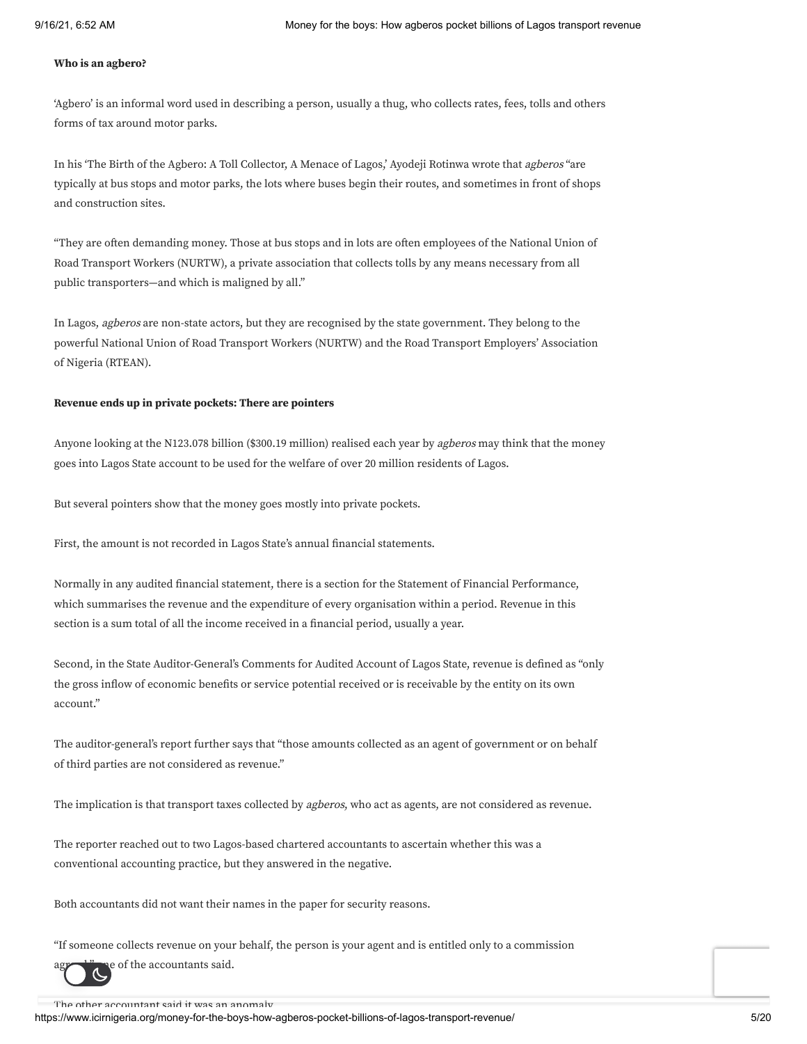**Who is an agbero?**

'Agbero' is an informal word used in describing a person, usually a thug, who collects rates, fees, tolls and others forms of tax around motor parks.

In his 'The Birth of the Agbero: A Toll Collector, A Menace of Lagos,' Ayodeji Rotinwa wrote that *agberos* "are typically at bus stops and motor parks, the lots where buses begin their routes, and sometimes in front of shops and construction sites.

"They are often demanding money. Those at bus stops and in lots are often employees of the National Union of Road Transport Workers (NURTW), a private association that collects tolls by any means necessary from all public transporters—and which is maligned by all."

In Lagos, *agberos* are non-state actors, but they are recognised by the state government. They belong to the powerful National Union of Road Transport Workers (NURTW) and the Road Transport Employers' Association of Nigeria (RTEAN).

**Revenue ends up in private pockets: There are pointers**

Anyone looking at the N123.078 billion ($300.19 million) realised each year by *agberos* may think that the money goes into Lagos State account to be used for the welfare of over 20 million residents of Lagos.

But several pointers show that the money goes mostly into private pockets.

First, the amount is not recorded in Lagos State's annual financial statements.

Normally in any audited financial statement, there is a section for the Statement of Financial Performance, which summarises the revenue and the expenditure of every organisation within a period. Revenue in this section is a sum total of all the income received in a financial period, usually a year.

Second, in the State Auditor-General's Comments for Audited Account of Lagos State, revenue is defined as "only the gross inflow of economic benefits or service potential received or is receivable by the entity on its own account."

The auditor-general's report further says that "those amounts collected as an agent of government or on behalf of third parties are not considered as revenue."

The implication is that transport taxes collected by *agberos*, who act as agents, are not considered as revenue.

The reporter reached out to two Lagos-based chartered accountants to ascertain whether this was a conventional accounting practice, but they answered in the negative.

Both accountants did not want their names in the paper for security reasons.

"If someone collects revenue on your behalf, the person is your agent and is entitled only to a commission agreed," one of the accountants said.

The other accountant said it was an anomaly.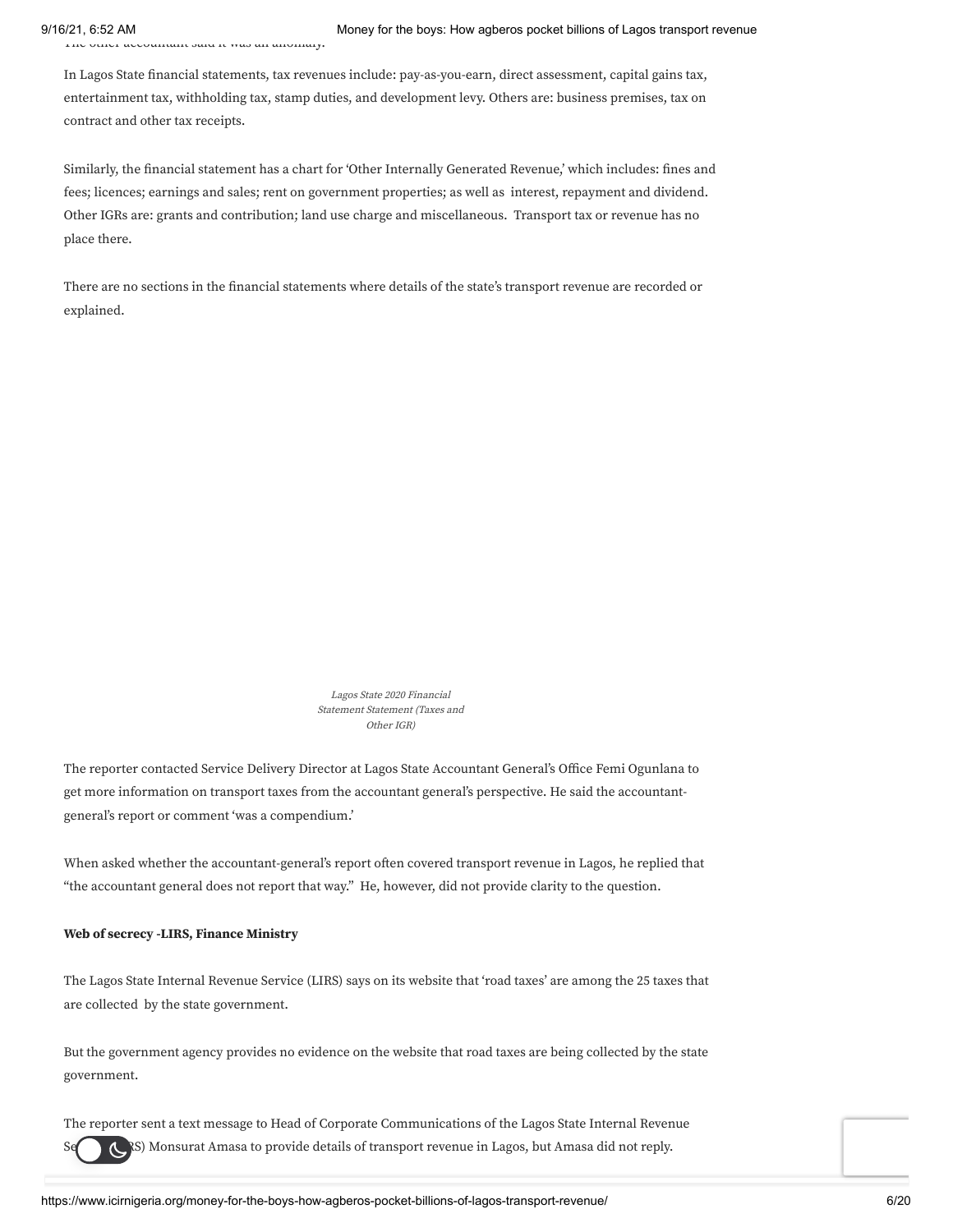The other accountant said it was an anomaly.

In Lagos State financial statements, tax revenues include: pay-as-you-earn, direct assessment, capital gains tax, entertainment tax, withholding tax, stamp duties, and development levy. Others are: business premises, tax on contract and other tax receipts.

Similarly, the financial statement has a chart for 'Other Internally Generated Revenue,' which includes: fines and fees; licences; earnings and sales; rent on government properties; as well as interest, repayment and dividend. Other IGRs are: grants and contribution; land use charge and miscellaneous. Transport tax or revenue has no place there.

There are no sections in the financial statements where details of the state's transport revenue are recorded or explained.

*Lagos State 2020 Financial Statement Statement (Taxes and Other IGR)*

The reporter contacted Service Delivery Director at Lagos State Accountant General's Office Femi Ogunlana to get more information on transport taxes from the accountant general's perspective. He said the accountant-general's report or comment 'was a compendium.'

When asked whether the accountant-general's report often covered transport revenue in Lagos, he replied that "the accountant general does not report that way." He, however, did not provide clarity to the question.

**Web of secrecy -LIRS, Finance Ministry**

The Lagos State Internal Revenue Service (LIRS) says on its website that 'road taxes' are among the 25 taxes that are collected by the state government.

But the government agency provides no evidence on the website that road taxes are being collected by the state government.

The reporter sent a text message to Head of Corporate Communications of the Lagos State Internal Revenue Se(LIRS) Monsurat Amasa to provide details of transport revenue in Lagos, but Amasa did not reply.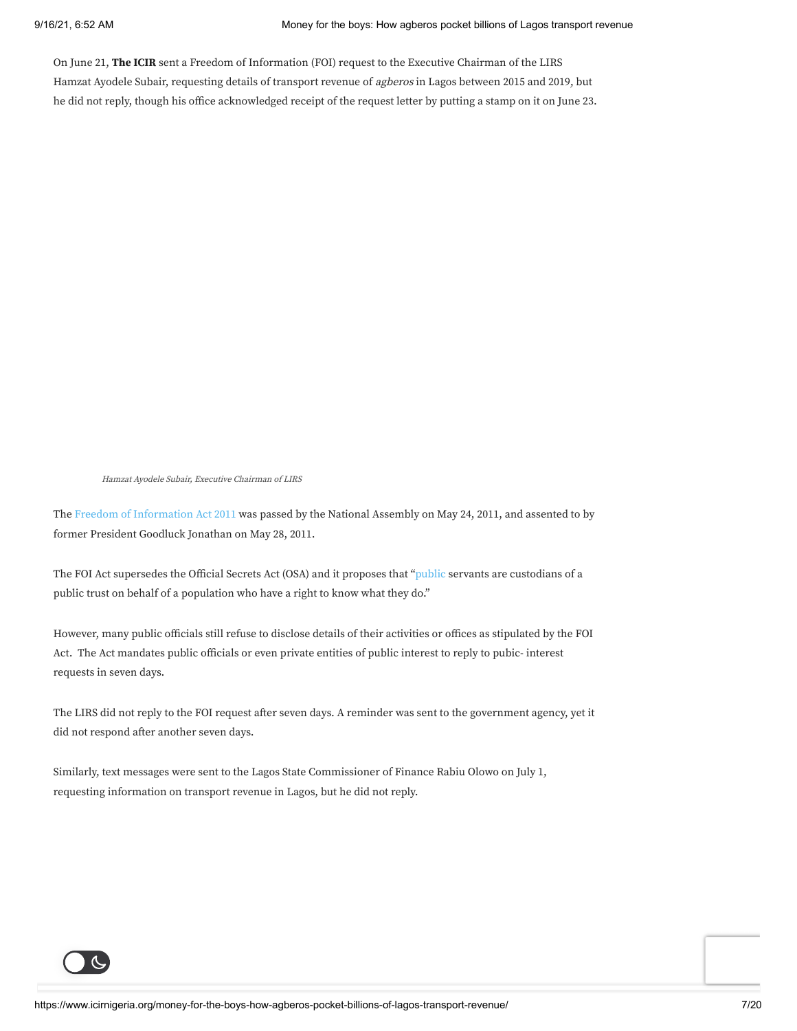On June 21, **The ICIR** sent a Freedom of Information (FOI) request to the Executive Chairman of the LIRS Hamzat Ayodele Subair, requesting details of transport revenue of *agberos* in Lagos between 2015 and 2019, but he did not reply, though his office acknowledged receipt of the request letter by putting a stamp on it on June 23.

*Hamzat Ayodele Subair, Executive Chairman of LIRS*

The Freedom of Information Act 2011 was passed by the National Assembly on May 24, 2011, and assented to by former President Goodluck Jonathan on May 28, 2011.

The FOI Act supersedes the Official Secrets Act (OSA) and it proposes that "public servants are custodians of a public trust on behalf of a population who have a right to know what they do."

However, many public officials still refuse to disclose details of their activities or offices as stipulated by the FOI Act. The Act mandates public officials or even private entities of public interest to reply to pubic- interest requests in seven days.

The LIRS did not reply to the FOI request after seven days. A reminder was sent to the government agency, yet it did not respond after another seven days.

Similarly, text messages were sent to the Lagos State Commissioner of Finance Rabiu Olowo on July 1, requesting information on transport revenue in Lagos, but he did not reply.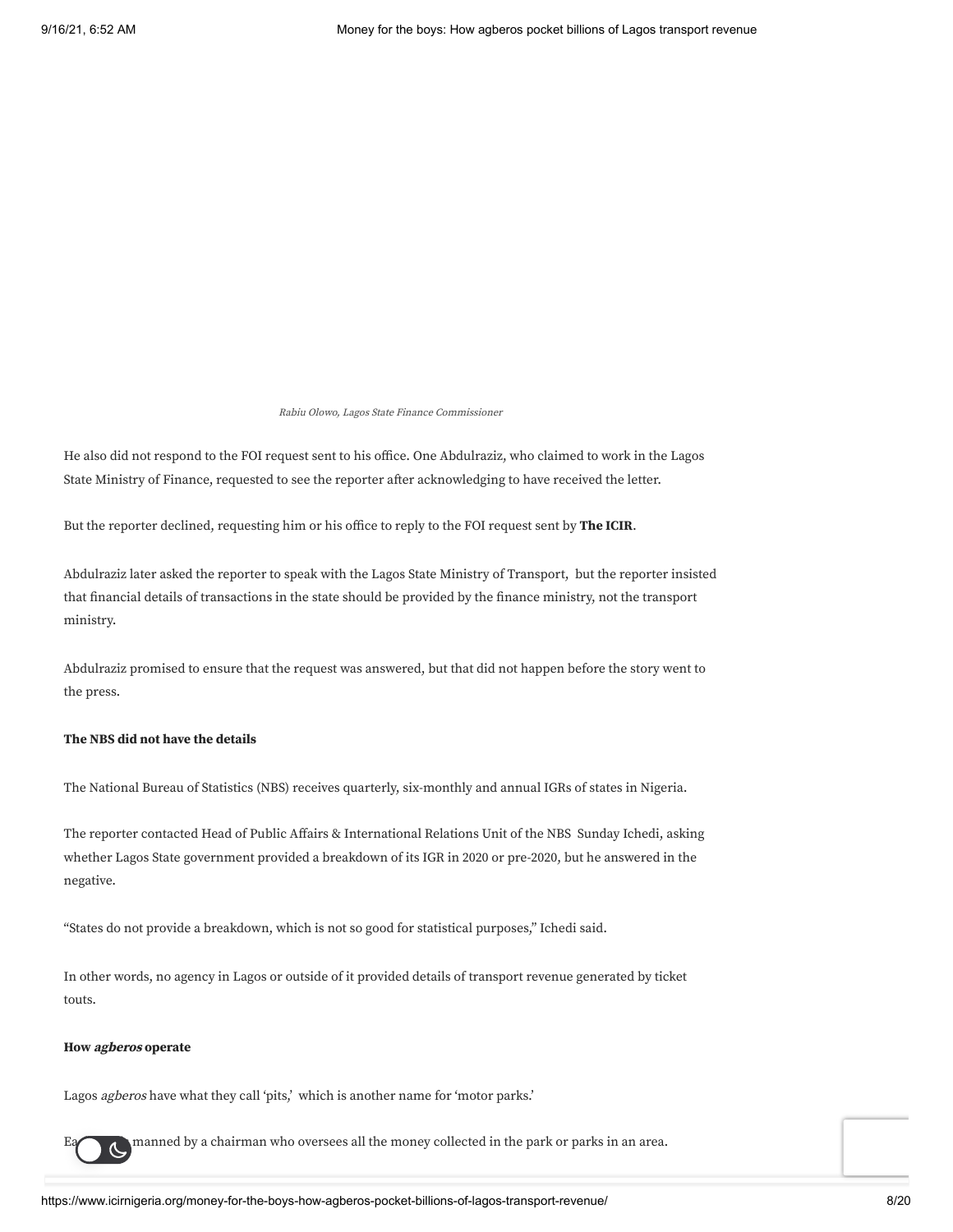*Rabiu Olowo, Lagos State Finance Commissioner*

He also did not respond to the FOI request sent to his office. One Abdulraziz, who claimed to work in the Lagos State Ministry of Finance, requested to see the reporter after acknowledging to have received the letter.

But the reporter declined, requesting him or his office to reply to the FOI request sent by **The ICIR**.

Abdulraziz later asked the reporter to speak with the Lagos State Ministry of Transport, but the reporter insisted that financial details of transactions in the state should be provided by the finance ministry, not the transport ministry.

Abdulraziz promised to ensure that the request was answered, but that did not happen before the story went to the press.

**The NBS did not have the details**

The National Bureau of Statistics (NBS) receives quarterly, six-monthly and annual IGRs of states in Nigeria.

The reporter contacted Head of Public Affairs & International Relations Unit of the NBS Sunday Ichedi, asking whether Lagos State government provided a breakdown of its IGR in 2020 or pre-2020, but he answered in the negative.

"States do not provide a breakdown, which is not so good for statistical purposes," Ichedi said.

In other words, no agency in Lagos or outside of it provided details of transport revenue generated by ticket touts.

**How *agberos* operate**

Lagos *agberos* have what they call 'pits,' which is another name for 'motor parks.'

Ea... manned by a chairman who oversees all the money collected in the park or parks in an area.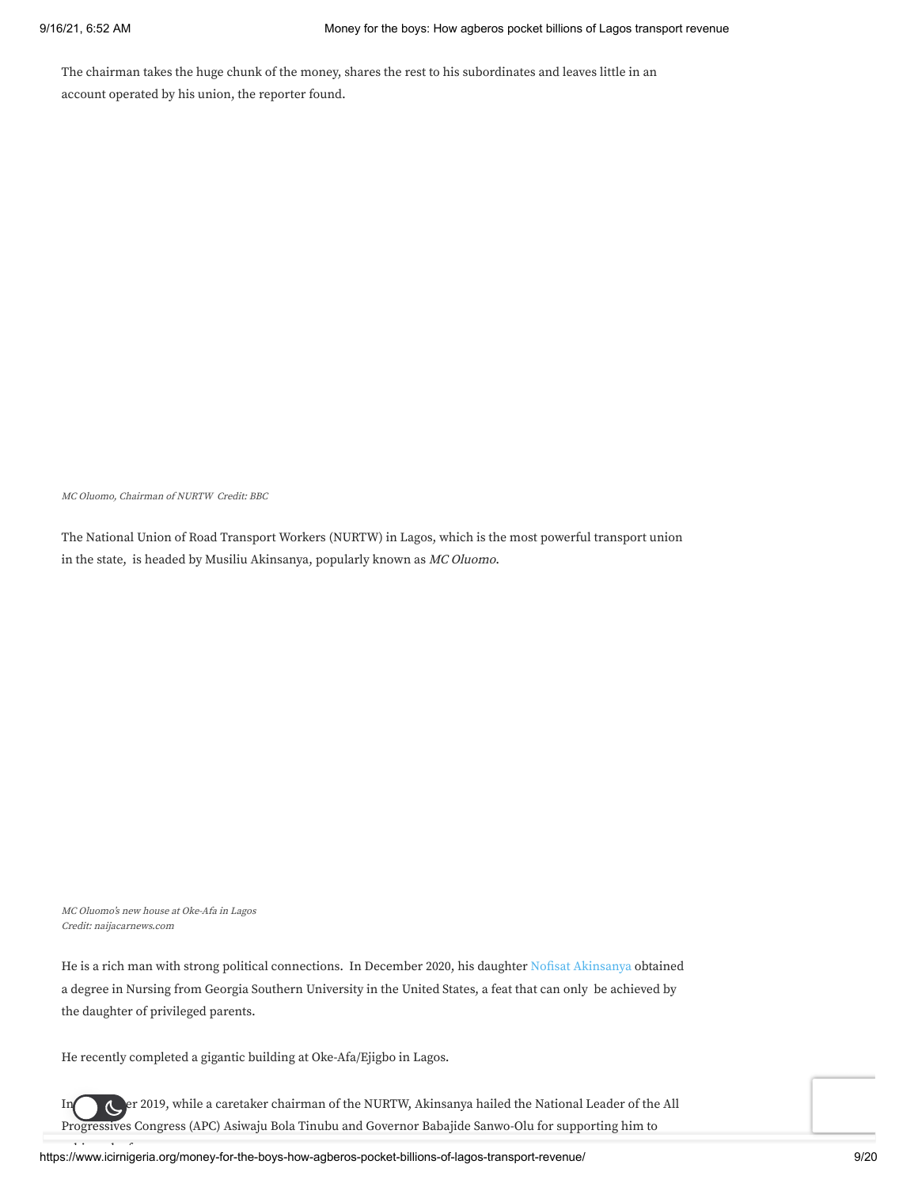The chairman takes the huge chunk of the money, shares the rest to his subordinates and leaves little in an account operated by his union, the reporter found.

*MC Oluomo, Chairman of NURTW Credit: BBC*

The National Union of Road Transport Workers (NURTW) in Lagos, which is the most powerful transport union in the state, is headed by Musiliu Akinsanya, popularly known as *MC Oluomo*.

*MC Oluomo's new house at Oke-Afa in Lagos*
*Credit: naijacarnews.com*

He is a rich man with strong political connections. In December 2020, his daughter Nofisat Akinsanya obtained a degree in Nursing from Georgia Southern University in the United States, a feat that can only be achieved by the daughter of privileged parents.

He recently completed a gigantic building at Oke-Afa/Ejigbo in Lagos.

In ...er 2019, while a caretaker chairman of the NURTW, Akinsanya hailed the National Leader of the All Progressives Congress (APC) Asiwaju Bola Tinubu and Governor Babajide Sanwo-Olu for supporting him to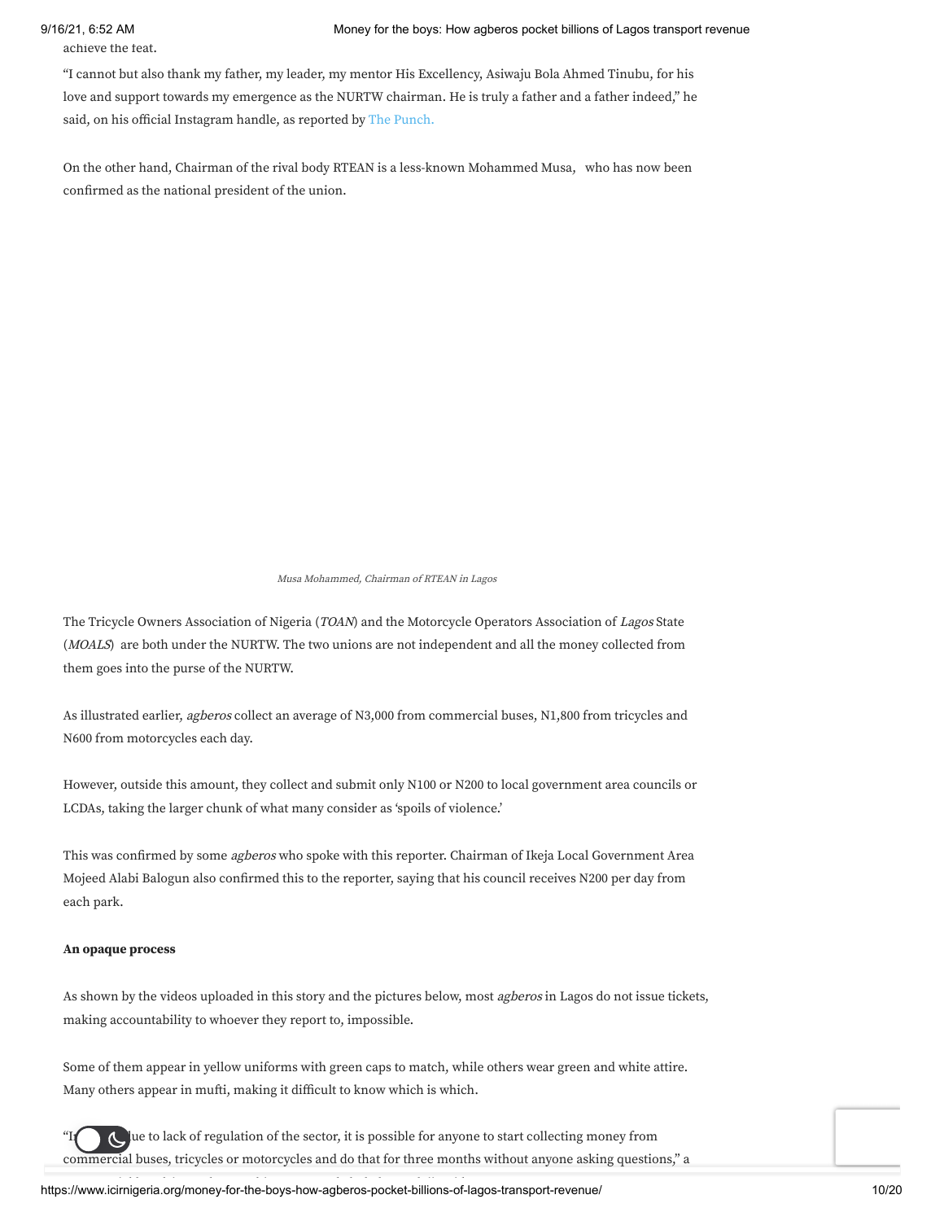achieve the feat.

"I cannot but also thank my father, my leader, my mentor His Excellency, Asiwaju Bola Ahmed Tinubu, for his love and support towards my emergence as the NURTW chairman. He is truly a father and a father indeed," he said, on his official Instagram handle, as reported by The Punch.

On the other hand, Chairman of the rival body RTEAN is a less-known Mohammed Musa, who has now been confirmed as the national president of the union.

*Musa Mohammed, Chairman of RTEAN in Lagos*

The Tricycle Owners Association of Nigeria (*TOAN*) and the Motorcycle Operators Association of *Lagos* State (*MOALS*) are both under the NURTW. The two unions are not independent and all the money collected from them goes into the purse of the NURTW.

As illustrated earlier, *agberos* collect an average of N3,000 from commercial buses, N1,800 from tricycles and N600 from motorcycles each day.

However, outside this amount, they collect and submit only N100 or N200 to local government area councils or LCDAs, taking the larger chunk of what many consider as 'spoils of violence.'

This was confirmed by some *agberos* who spoke with this reporter. Chairman of Ikeja Local Government Area Mojeed Alabi Balogun also confirmed this to the reporter, saying that his council receives N200 per day from each park.

**An opaque process**

As shown by the videos uploaded in this story and the pictures below, most *agberos* in Lagos do not issue tickets, making accountability to whoever they report to, impossible.

Some of them appear in yellow uniforms with green caps to match, while others wear green and white attire. Many others appear in mufti, making it difficult to know which is which.

"I[...]ue to lack of regulation of the sector, it is possible for anyone to start collecting money from commercial buses, tricycles or motorcycles and do that for three months without anyone asking questions," a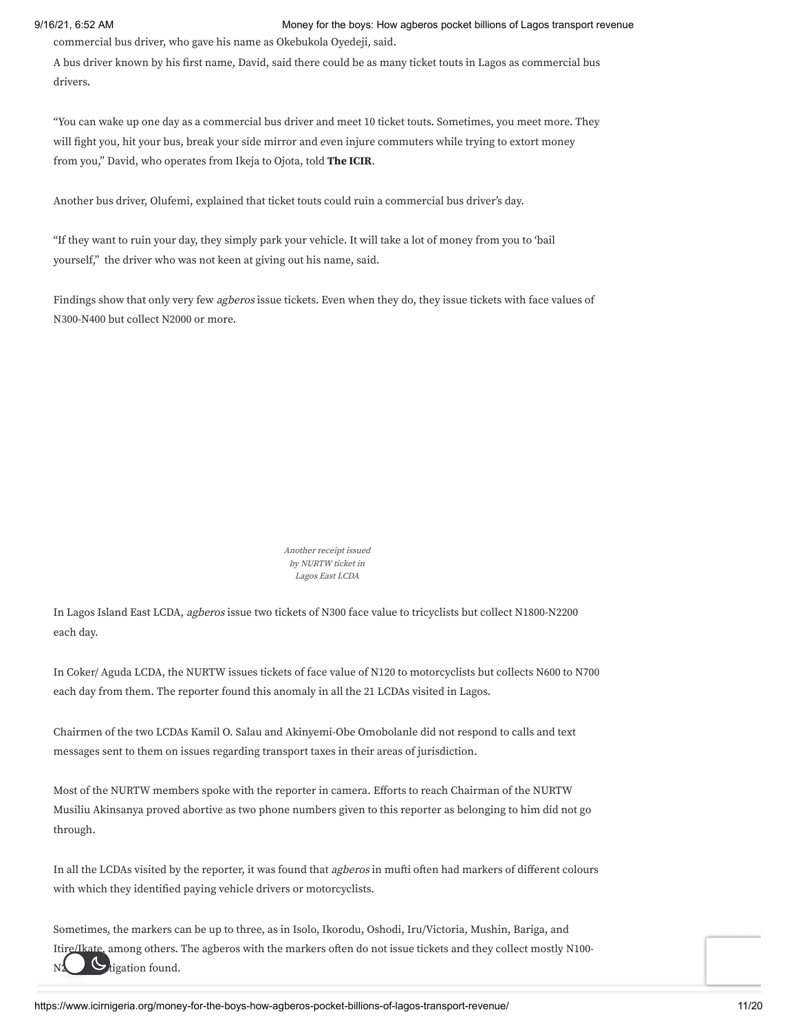commercial bus driver, who gave his name as Okebukola Oyedeji, said.

A bus driver known by his first name, David, said there could be as many ticket touts in Lagos as commercial bus drivers.

"You can wake up one day as a commercial bus driver and meet 10 ticket touts. Sometimes, you meet more. They will fight you, hit your bus, break your side mirror and even injure commuters while trying to extort money from you," David, who operates from Ikeja to Ojota, told **The ICIR**.

Another bus driver, Olufemi, explained that ticket touts could ruin a commercial bus driver's day.

"If they want to ruin your day, they simply park your vehicle. It will take a lot of money from you to 'bail yourself," the driver who was not keen at giving out his name, said.

Findings show that only very few *agberos* issue tickets. Even when they do, they issue tickets with face values of N300-N400 but collect N2000 or more.

*Another receipt issued by NURTW ticket in Lagos East LCDA*

In Lagos Island East LCDA, *agberos* issue two tickets of N300 face value to tricyclists but collect N1800-N2200 each day.

In Coker/ Aguda LCDA, the NURTW issues tickets of face value of N120 to motorcyclists but collects N600 to N700 each day from them. The reporter found this anomaly in all the 21 LCDAs visited in Lagos.

Chairmen of the two LCDAs Kamil O. Salau and Akinyemi-Obe Omobolanle did not respond to calls and text messages sent to them on issues regarding transport taxes in their areas of jurisdiction.

Most of the NURTW members spoke with the reporter in camera. Efforts to reach Chairman of the NURTW Musiliu Akinsanya proved abortive as two phone numbers given to this reporter as belonging to him did not go through.

In all the LCDAs visited by the reporter, it was found that *agberos* in mufti often had markers of different colours with which they identified paying vehicle drivers or motorcyclists.

Sometimes, the markers can be up to three, as in Isolo, Ikorodu, Oshodi, Iru/Victoria, Mushin, Bariga, and Itire/Ikate, among others. The agberos with the markers often do not issue tickets and they collect mostly N100-N2... tigation found.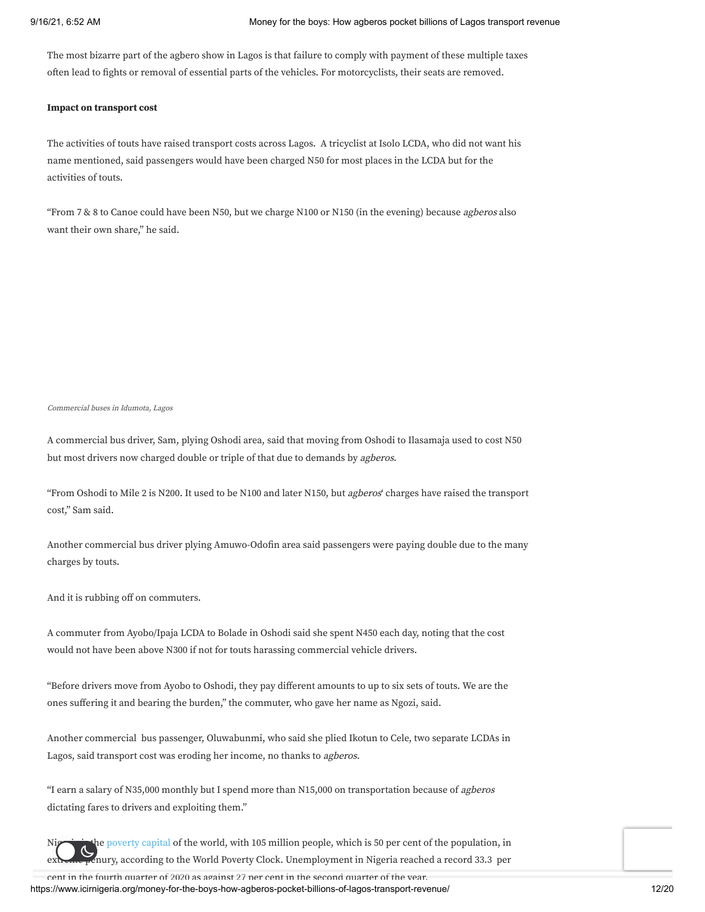The most bizarre part of the agbero show in Lagos is that failure to comply with payment of these multiple taxes often lead to fights or removal of essential parts of the vehicles. For motorcyclists, their seats are removed.

**Impact on transport cost**

The activities of touts have raised transport costs across Lagos. A tricyclist at Isolo LCDA, who did not want his name mentioned, said passengers would have been charged N50 for most places in the LCDA but for the activities of touts.

"From 7 & 8 to Canoe could have been N50, but we charge N100 or N150 (in the evening) because *agberos* also want their own share," he said.

*Commercial buses in Idumota, Lagos*

A commercial bus driver, Sam, plying Oshodi area, said that moving from Oshodi to Ilasamaja used to cost N50 but most drivers now charged double or triple of that due to demands by *agberos*.

"From Oshodi to Mile 2 is N200. It used to be N100 and later N150, but *agberos*' charges have raised the transport cost," Sam said.

Another commercial bus driver plying Amuwo-Odofin area said passengers were paying double due to the many charges by touts.

And it is rubbing off on commuters.

A commuter from Ayobo/Ipaja LCDA to Bolade in Oshodi said she spent N450 each day, noting that the cost would not have been above N300 if not for touts harassing commercial vehicle drivers.

"Before drivers move from Ayobo to Oshodi, they pay different amounts to up to six sets of touts. We are the ones suffering it and bearing the burden," the commuter, who gave her name as Ngozi, said.

Another commercial bus passenger, Oluwabunmi, who said she plied Ikotun to Cele, two separate LCDAs in Lagos, said transport cost was eroding her income, no thanks to *agberos.*

"I earn a salary of N35,000 monthly but I spend more than N15,000 on transportation because of *agberos* dictating fares to drivers and exploiting them."

Nigeria is the poverty capital of the world, with 105 million people, which is 50 per cent of the population, in extreme penury, according to the World Poverty Clock. Unemployment in Nigeria reached a record 33.3 per cent in the fourth quarter of 2020 as against 27 per cent in the second quarter of the year.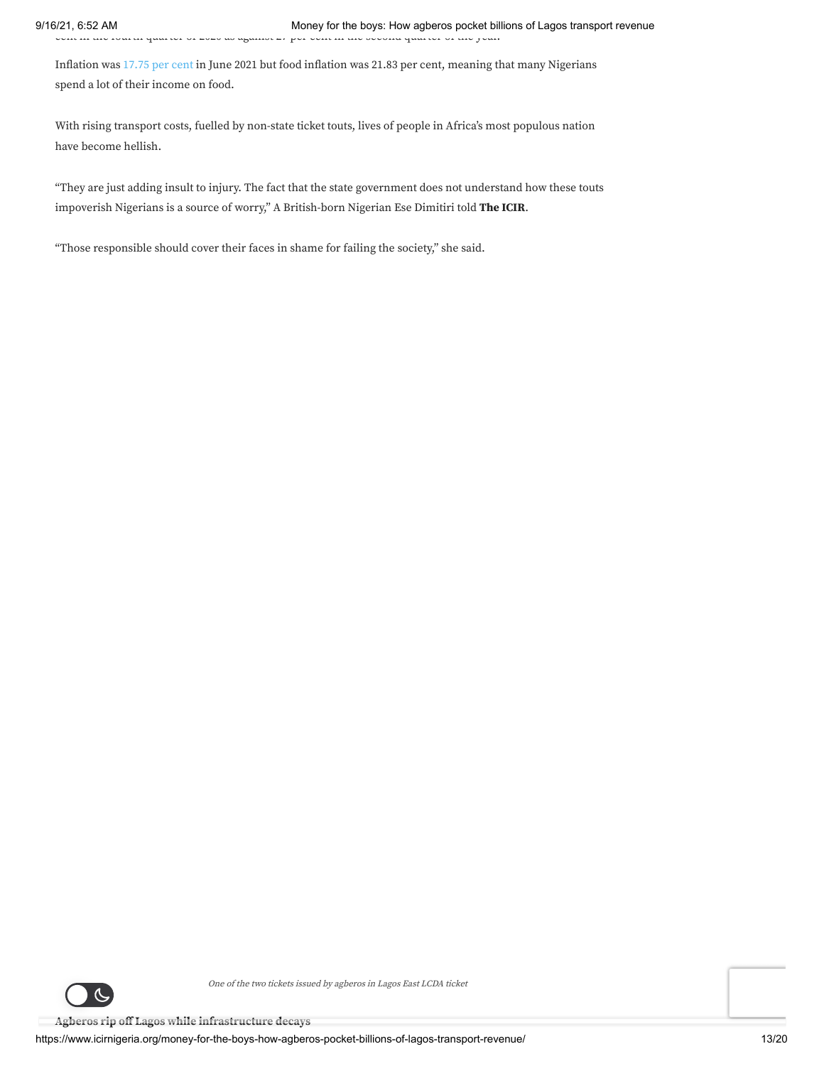Inflation was 17.75 per cent in June 2021 but food inflation was 21.83 per cent, meaning that many Nigerians spend a lot of their income on food.

With rising transport costs, fuelled by non-state ticket touts, lives of people in Africa's most populous nation have become hellish.

"They are just adding insult to injury. The fact that the state government does not understand how these touts impoverish Nigerians is a source of worry," A British-born Nigerian Ese Dimitiri told **The ICIR**.

"Those responsible should cover their faces in shame for failing the society," she said.

*One of the two tickets issued by agberos in Lagos East LCDA ticket*

**Agberos rip off Lagos while infrastructure decays**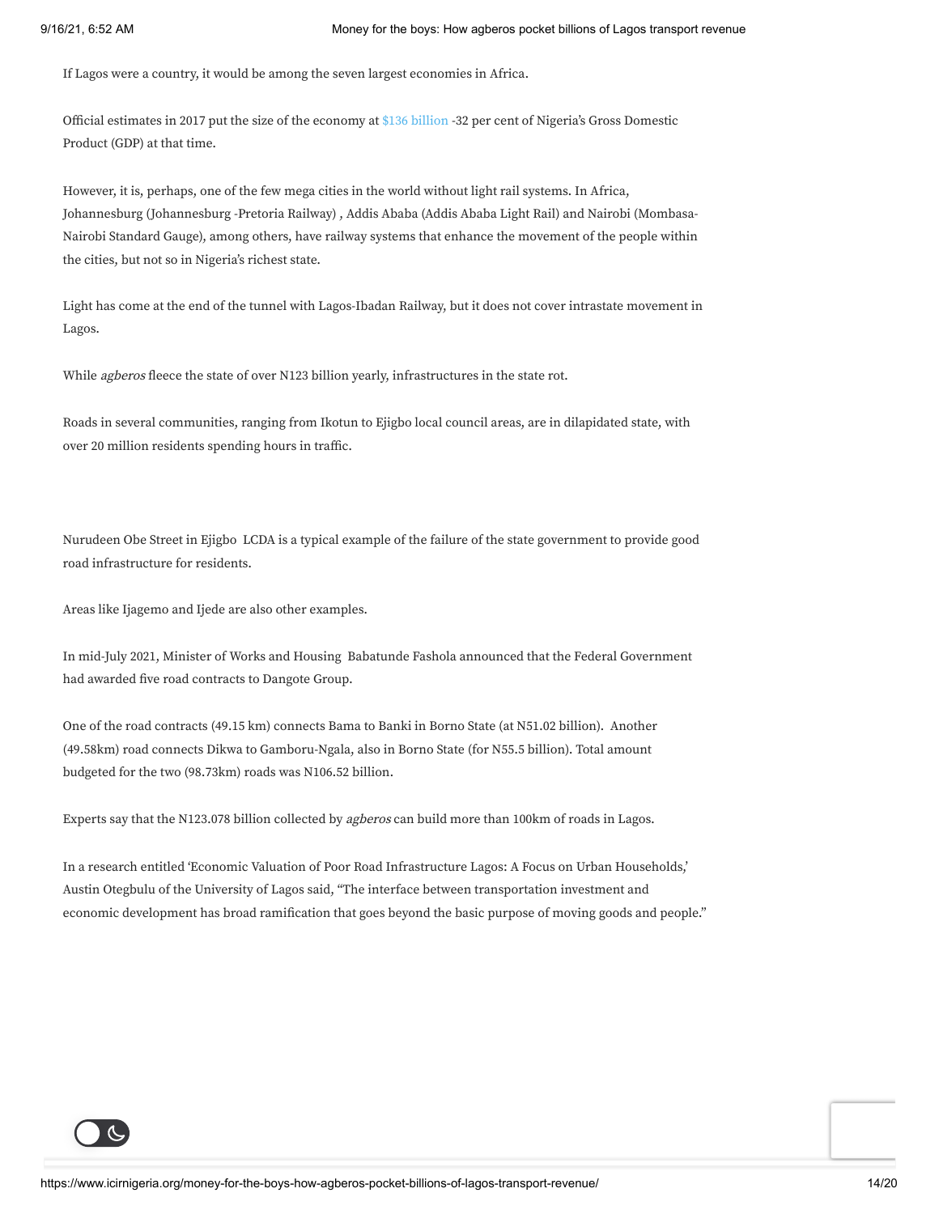If Lagos were a country, it would be among the seven largest economies in Africa.

Official estimates in 2017 put the size of the economy at $136 billion -32 per cent of Nigeria's Gross Domestic Product (GDP) at that time.

However, it is, perhaps, one of the few mega cities in the world without light rail systems. In Africa, Johannesburg (Johannesburg -Pretoria Railway) , Addis Ababa (Addis Ababa Light Rail) and Nairobi (Mombasa-Nairobi Standard Gauge), among others, have railway systems that enhance the movement of the people within the cities, but not so in Nigeria's richest state.

Light has come at the end of the tunnel with Lagos-Ibadan Railway, but it does not cover intrastate movement in Lagos.

While *agberos* fleece the state of over N123 billion yearly, infrastructures in the state rot.

Roads in several communities, ranging from Ikotun to Ejigbo local council areas, are in dilapidated state, with over 20 million residents spending hours in traffic.

Nurudeen Obe Street in Ejigbo LCDA is a typical example of the failure of the state government to provide good road infrastructure for residents.

Areas like Ijagemo and Ijede are also other examples.

In mid-July 2021, Minister of Works and Housing Babatunde Fashola announced that the Federal Government had awarded five road contracts to Dangote Group.

One of the road contracts (49.15 km) connects Bama to Banki in Borno State (at N51.02 billion). Another (49.58km) road connects Dikwa to Gamboru-Ngala, also in Borno State (for N55.5 billion). Total amount budgeted for the two (98.73km) roads was N106.52 billion.

Experts say that the N123.078 billion collected by *agberos* can build more than 100km of roads in Lagos.

In a research entitled 'Economic Valuation of Poor Road Infrastructure Lagos: A Focus on Urban Households,' Austin Otegbulu of the University of Lagos said, "The interface between transportation investment and economic development has broad ramification that goes beyond the basic purpose of moving goods and people."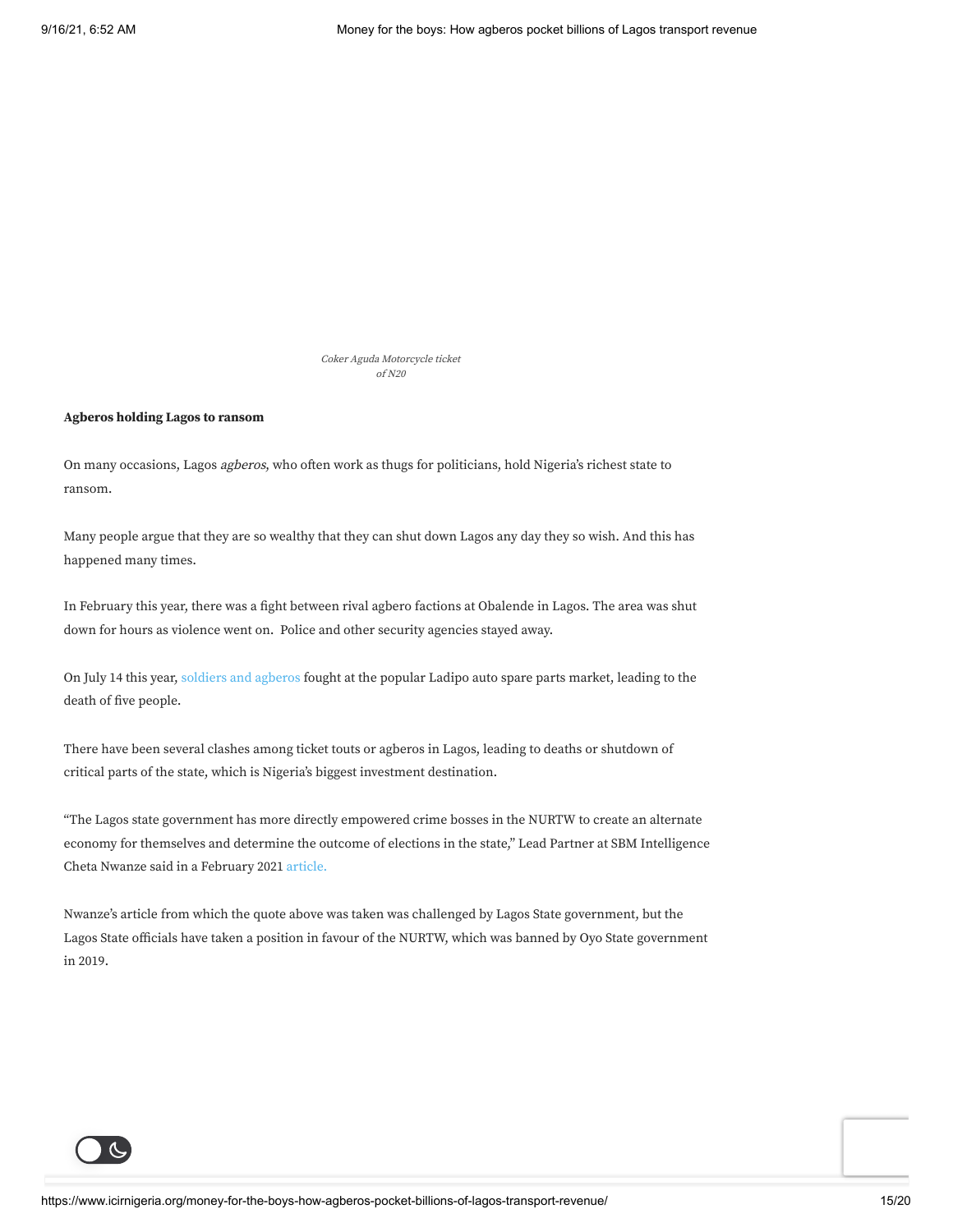*Coker Aguda Motorcycle ticket of N20*

**Agberos holding Lagos to ransom**

On many occasions, Lagos *agberos,* who often work as thugs for politicians, hold Nigeria's richest state to ransom.

Many people argue that they are so wealthy that they can shut down Lagos any day they so wish. And this has happened many times.

In February this year, there was a fight between rival agbero factions at Obalende in Lagos. The area was shut down for hours as violence went on. Police and other security agencies stayed away.

On July 14 this year, soldiers and agberos fought at the popular Ladipo auto spare parts market, leading to the death of five people.

There have been several clashes among ticket touts or agberos in Lagos, leading to deaths or shutdown of critical parts of the state, which is Nigeria's biggest investment destination.

"The Lagos state government has more directly empowered crime bosses in the NURTW to create an alternate economy for themselves and determine the outcome of elections in the state," Lead Partner at SBM Intelligence Cheta Nwanze said in a February 2021 article.

Nwanze's article from which the quote above was taken was challenged by Lagos State government, but the Lagos State officials have taken a position in favour of the NURTW, which was banned by Oyo State government in 2019.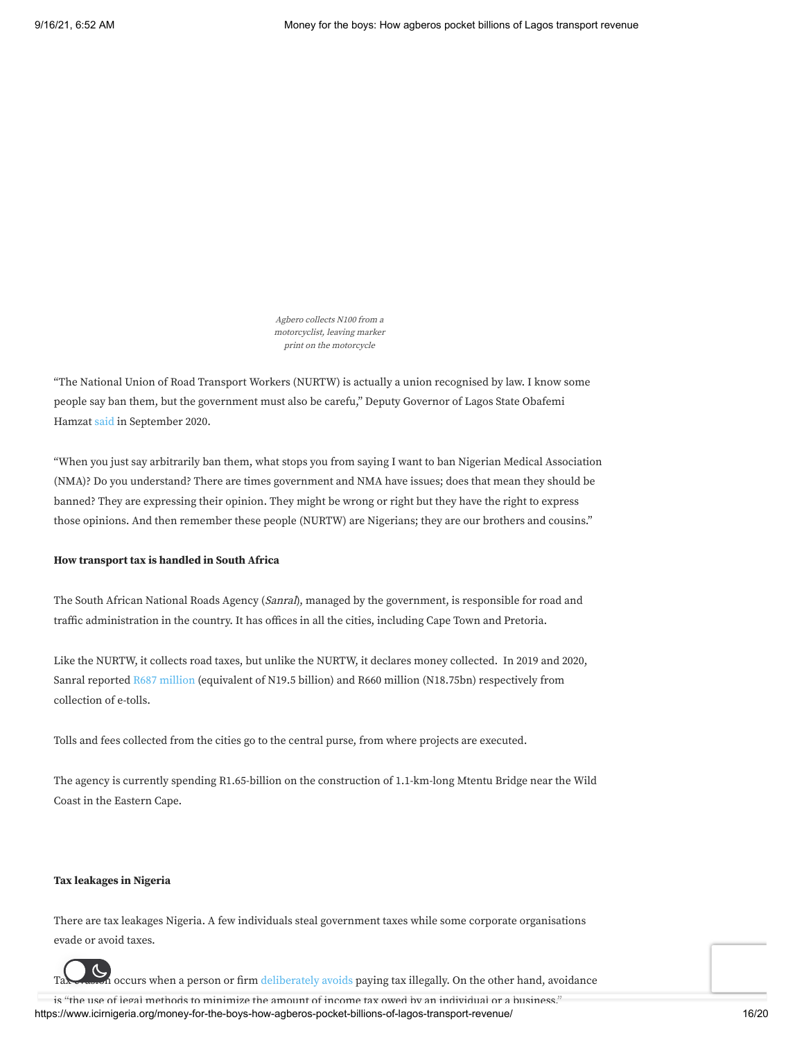Agbero collects N100 from a motorcyclist, leaving marker print on the motorcycle

"The National Union of Road Transport Workers (NURTW) is actually a union recognised by law. I know some people say ban them, but the government must also be carefu," Deputy Governor of Lagos State Obafemi Hamzat said in September 2020.

"When you just say arbitrarily ban them, what stops you from saying I want to ban Nigerian Medical Association (NMA)? Do you understand? There are times government and NMA have issues; does that mean they should be banned? They are expressing their opinion. They might be wrong or right but they have the right to express those opinions. And then remember these people (NURTW) are Nigerians; they are our brothers and cousins."

**How transport tax is handled in South Africa**

The South African National Roads Agency (*Sanral*), managed by the government, is responsible for road and traffic administration in the country. It has offices in all the cities, including Cape Town and Pretoria.

Like the NURTW, it collects road taxes, but unlike the NURTW, it declares money collected. In 2019 and 2020, Sanral reported R687 million (equivalent of N19.5 billion) and R660 million (N18.75bn) respectively from collection of e-tolls.

Tolls and fees collected from the cities go to the central purse, from where projects are executed.

The agency is currently spending R1.65-billion on the construction of 1.1-km-long Mtentu Bridge near the Wild Coast in the Eastern Cape.

**Tax leakages in Nigeria**

There are tax leakages Nigeria. A few individuals steal government taxes while some corporate organisations evade or avoid taxes.

Tax evasion occurs when a person or firm deliberately avoids paying tax illegally. On the other hand, avoidance is "the use of legal methods to minimize the amount of income tax owed by an individual or a business."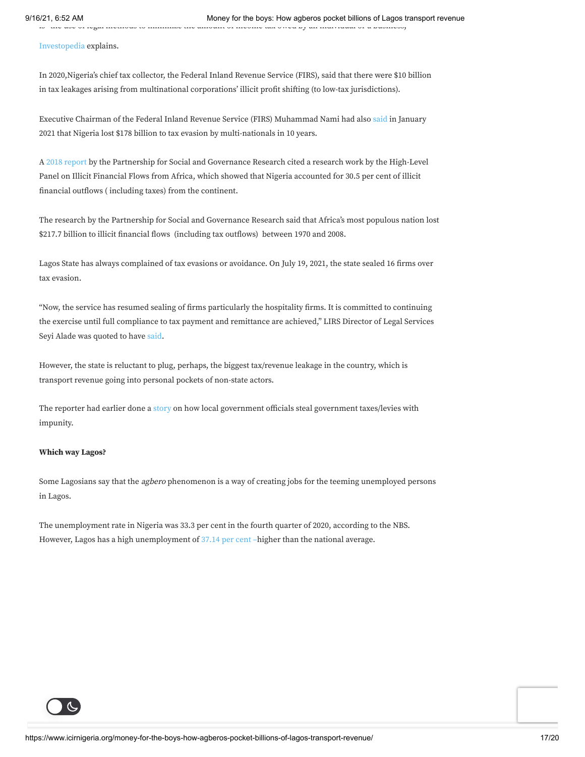Investopedia explains.

In 2020,Nigeria's chief tax collector, the Federal Inland Revenue Service (FIRS), said that there were $10 billion in tax leakages arising from multinational corporations' illicit profit shifting (to low-tax jurisdictions).

Executive Chairman of the Federal Inland Revenue Service (FIRS) Muhammad Nami had also said in January 2021 that Nigeria lost $178 billion to tax evasion by multi-nationals in 10 years.

A 2018 report by the Partnership for Social and Governance Research cited a research work by the High-Level Panel on Illicit Financial Flows from Africa, which showed that Nigeria accounted for 30.5 per cent of illicit financial outflows ( including taxes) from the continent.

The research by the Partnership for Social and Governance Research said that Africa's most populous nation lost $217.7 billion to illicit financial flows (including tax outflows) between 1970 and 2008.

Lagos State has always complained of tax evasions or avoidance. On July 19, 2021, the state sealed 16 firms over tax evasion.

"Now, the service has resumed sealing of firms particularly the hospitality firms. It is committed to continuing the exercise until full compliance to tax payment and remittance are achieved," LIRS Director of Legal Services Seyi Alade was quoted to have said.

However, the state is reluctant to plug, perhaps, the biggest tax/revenue leakage in the country, which is transport revenue going into personal pockets of non-state actors.

The reporter had earlier done a story on how local government officials steal government taxes/levies with impunity.

**Which way Lagos?**

Some Lagosians say that the *agbero* phenomenon is a way of creating jobs for the teeming unemployed persons in Lagos.

The unemployment rate in Nigeria was 33.3 per cent in the fourth quarter of 2020, according to the NBS. However, Lagos has a high unemployment of 37.14 per cent –higher than the national average.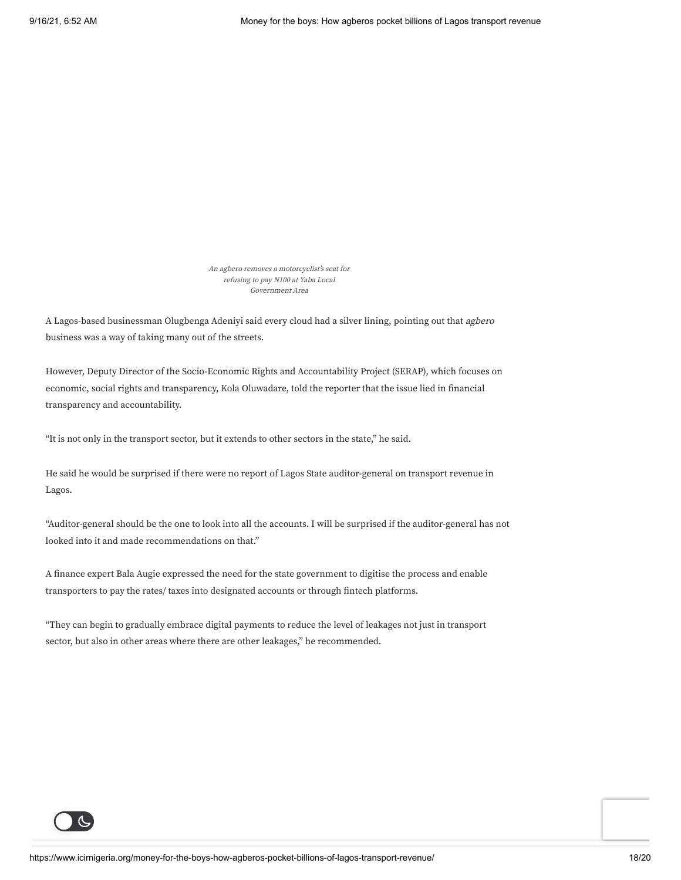*An agbero removes a motorcyclist's seat for refusing to pay N100 at Yaba Local Government Area*

A Lagos-based businessman Olugbenga Adeniyi said every cloud had a silver lining, pointing out that *agbero* business was a way of taking many out of the streets.

However, Deputy Director of the Socio-Economic Rights and Accountability Project (SERAP), which focuses on economic, social rights and transparency, Kola Oluwadare, told the reporter that the issue lied in financial transparency and accountability.

“It is not only in the transport sector, but it extends to other sectors in the state,” he said.

He said he would be surprised if there were no report of Lagos State auditor-general on transport revenue in Lagos.

“Auditor-general should be the one to look into all the accounts. I will be surprised if the auditor-general has not looked into it and made recommendations on that.”

A finance expert Bala Augie expressed the need for the state government to digitise the process and enable transporters to pay the rates/ taxes into designated accounts or through fintech platforms.

“They can begin to gradually embrace digital payments to reduce the level of leakages not just in transport sector, but also in other areas where there are other leakages,” he recommended.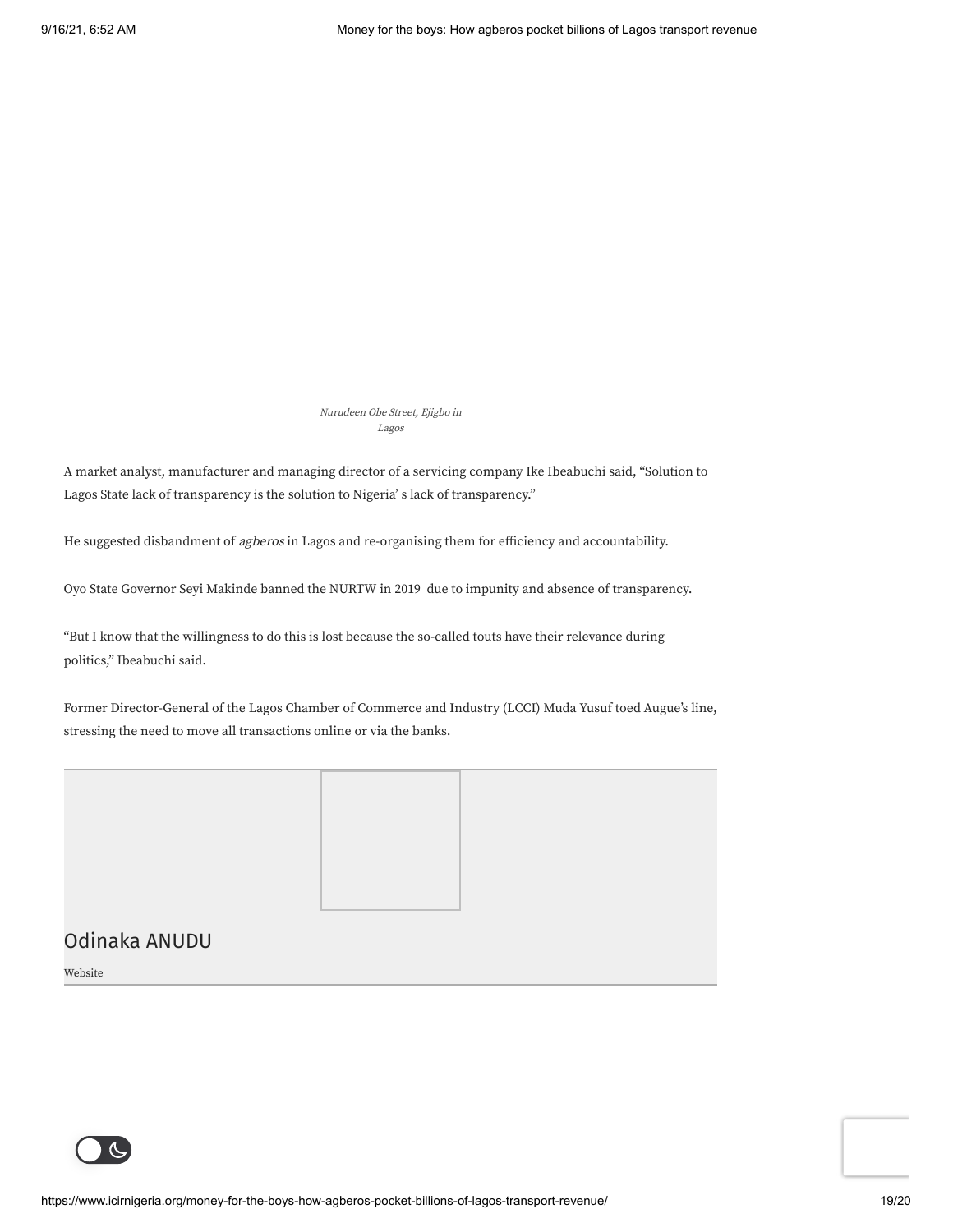*Nurudeen Obe Street, Ejigbo in Lagos*

A market analyst, manufacturer and managing director of a servicing company Ike Ibeabuchi said, "Solution to Lagos State lack of transparency is the solution to Nigeria' s lack of transparency."

He suggested disbandment of *agberos* in Lagos and re-organising them for efficiency and accountability.

Oyo State Governor Seyi Makinde banned the NURTW in 2019 due to impunity and absence of transparency.

"But I know that the willingness to do this is lost because the so-called touts have their relevance during politics," Ibeabuchi said.

Former Director-General of the Lagos Chamber of Commerce and Industry (LCCI) Muda Yusuf toed Augue's line, stressing the need to move all transactions online or via the banks.

Odinaka ANUDU

Website